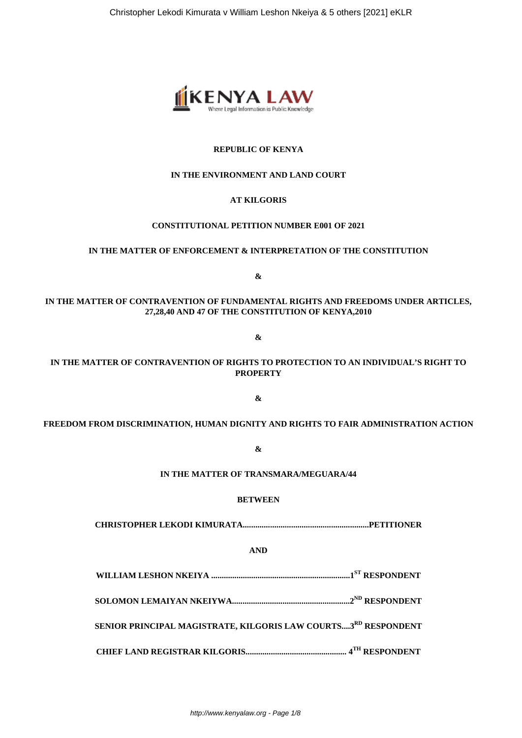**REPUBLIC OF KENYA**

**IN THE ENVIRONMENT AND LAND COURT**

**AT KILGORIS**

**CONSTITUTIONAL PETITION NUMBER E001 OF 2021**

**IN THE MATTER OF ENFORCEMENT & INTERPRETATION OF THE CONSTITUTION**

**&**

**IN THE MATTER OF CONTRAVENTION OF FUNDAMENTAL RIGHTS AND FREEDOMS UNDER ARTICLES, 27,28,40 AND 47 OF THE CONSTITUTION OF KENYA,2010**

**&**

**IN THE MATTER OF CONTRAVENTION OF RIGHTS TO PROTECTION TO AN INDIVIDUAL'S RIGHT TO PROPERTY**

**&**

**FREEDOM FROM DISCRIMINATION, HUMAN DIGNITY AND RIGHTS TO FAIR ADMINISTRATION ACTION**

**&**

**IN THE MATTER OF TRANSMARA/MEGUARA/44**

**BETWEEN**

**CHRISTOPHER LEKODI KIMURATA...........................................................PETITIONER**

**AND**

**WILLIAM LESHON NKEIYA .................................................................1ST RESPONDENT**

**SOLOMON LEMAIYAN NKEIYWA.......................................................2ND RESPONDENT**

**SENIOR PRINCIPAL MAGISTRATE, KILGORIS LAW COURTS....3RD RESPONDENT**

**CHIEF LAND REGISTRAR KILGORIS............................................... 4TH RESPONDENT**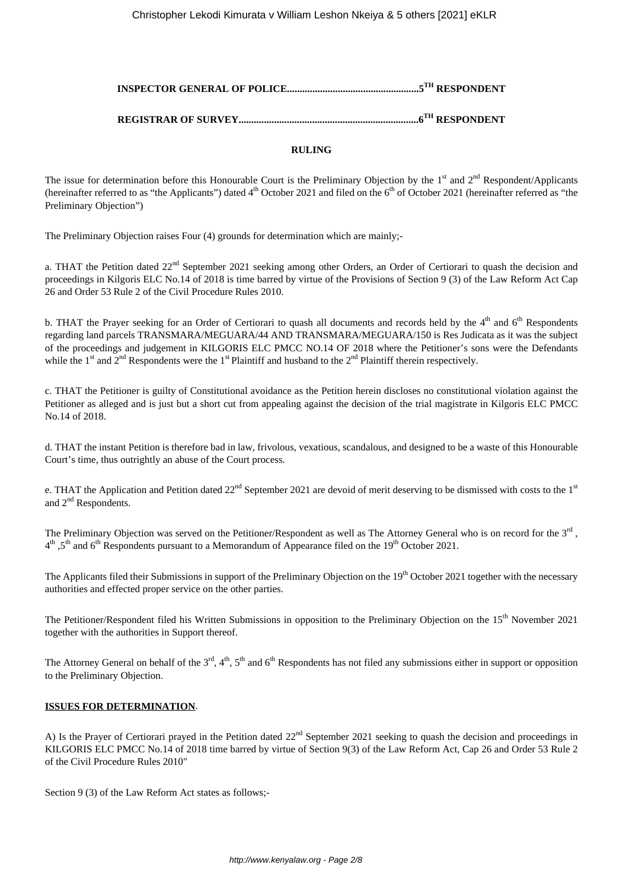**INSPECTOR GENERAL OF POLICE...................................................5TH RESPONDENT**

**REGISTRAR OF SURVEY.....................................................................6TH RESPONDENT**

**RULING**

The issue for determination before this Honourable Court is the Preliminary Objection by the 1st and 2nd Respondent/Applicants (hereinafter referred to as "the Applicants") dated 4th October 2021 and filed on the 6th of October 2021 (hereinafter referred as "the Preliminary Objection")

The Preliminary Objection raises Four (4) grounds for determination which are mainly;-

a. THAT the Petition dated 22nd September 2021 seeking among other Orders, an Order of Certiorari to quash the decision and proceedings in Kilgoris ELC No.14 of 2018 is time barred by virtue of the Provisions of Section 9 (3) of the Law Reform Act Cap 26 and Order 53 Rule 2 of the Civil Procedure Rules 2010.

b. THAT the Prayer seeking for an Order of Certiorari to quash all documents and records held by the 4th and 6th Respondents regarding land parcels TRANSMARA/MEGUARA/44 AND TRANSMARA/MEGUARA/150 is Res Judicata as it was the subject of the proceedings and judgement in KILGORIS ELC PMCC NO.14 OF 2018 where the Petitioner's sons were the Defendants while the 1st and 2nd Respondents were the 1st Plaintiff and husband to the 2nd Plaintiff therein respectively.

c. THAT the Petitioner is guilty of Constitutional avoidance as the Petition herein discloses no constitutional violation against the Petitioner as alleged and is just but a short cut from appealing against the decision of the trial magistrate in Kilgoris ELC PMCC No.14 of 2018.

d. THAT the instant Petition is therefore bad in law, frivolous, vexatious, scandalous, and designed to be a waste of this Honourable Court's time, thus outrightly an abuse of the Court process.

e. THAT the Application and Petition dated 22nd September 2021 are devoid of merit deserving to be dismissed with costs to the 1st and 2nd Respondents.

The Preliminary Objection was served on the Petitioner/Respondent as well as The Attorney General who is on record for the 3rd, 4th, 5th and 6th Respondents pursuant to a Memorandum of Appearance filed on the 19th October 2021.

The Applicants filed their Submissions in support of the Preliminary Objection on the 19th October 2021 together with the necessary authorities and effected proper service on the other parties.

The Petitioner/Respondent filed his Written Submissions in opposition to the Preliminary Objection on the 15th November 2021 together with the authorities in Support thereof.

The Attorney General on behalf of the 3rd, 4th, 5th and 6th Respondents has not filed any submissions either in support or opposition to the Preliminary Objection.

**ISSUES FOR DETERMINATION**.

A) Is the Prayer of Certiorari prayed in the Petition dated 22nd September 2021 seeking to quash the decision and proceedings in KILGORIS ELC PMCC No.14 of 2018 time barred by virtue of Section 9(3) of the Law Reform Act, Cap 26 and Order 53 Rule 2 of the Civil Procedure Rules 2010"

Section 9 (3) of the Law Reform Act states as follows;-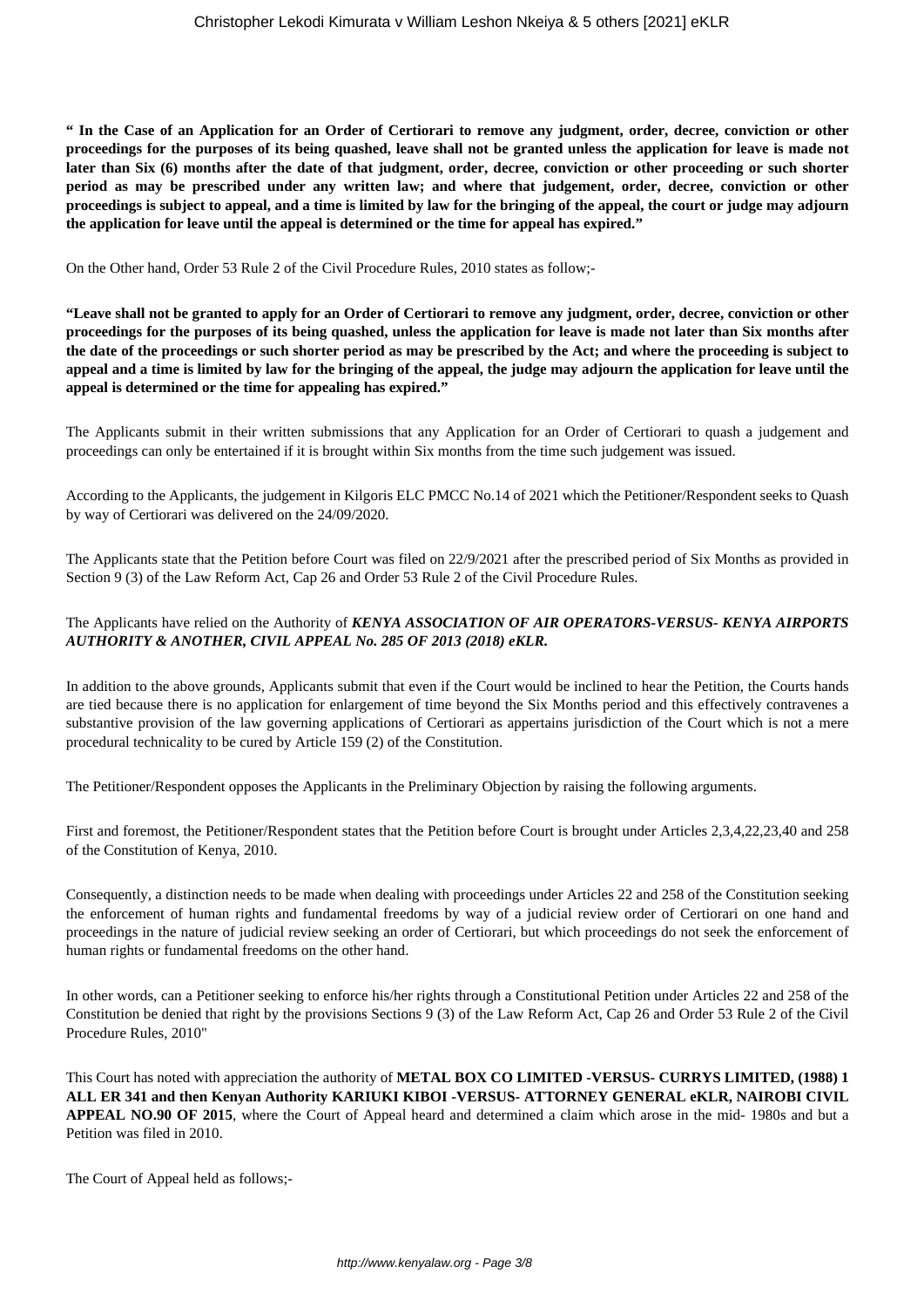**" In the Case of an Application for an Order of Certiorari to remove any judgment, order, decree, conviction or other proceedings for the purposes of its being quashed, leave shall not be granted unless the application for leave is made not later than Six (6) months after the date of that judgment, order, decree, conviction or other proceeding or such shorter period as may be prescribed under any written law; and where that judgement, order, decree, conviction or other proceedings is subject to appeal, and a time is limited by law for the bringing of the appeal, the court or judge may adjourn the application for leave until the appeal is determined or the time for appeal has expired."**

On the Other hand, Order 53 Rule 2 of the Civil Procedure Rules, 2010 states as follow;-

**"Leave shall not be granted to apply for an Order of Certiorari to remove any judgment, order, decree, conviction or other proceedings for the purposes of its being quashed, unless the application for leave is made not later than Six months after the date of the proceedings or such shorter period as may be prescribed by the Act; and where the proceeding is subject to appeal and a time is limited by law for the bringing of the appeal, the judge may adjourn the application for leave until the appeal is determined or the time for appealing has expired."**

The Applicants submit in their written submissions that any Application for an Order of Certiorari to quash a judgement and proceedings can only be entertained if it is brought within Six months from the time such judgement was issued.

According to the Applicants, the judgement in Kilgoris ELC PMCC No.14 of 2021 which the Petitioner/Respondent seeks to Quash by way of Certiorari was delivered on the 24/09/2020.

The Applicants state that the Petition before Court was filed on 22/9/2021 after the prescribed period of Six Months as provided in Section 9 (3) of the Law Reform Act, Cap 26 and Order 53 Rule 2 of the Civil Procedure Rules.

The Applicants have relied on the Authority of ***KENYA ASSOCIATION OF AIR OPERATORS-VERSUS- KENYA AIRPORTS AUTHORITY & ANOTHER, CIVIL APPEAL No. 285 OF 2013 (2018) eKLR.***

In addition to the above grounds, Applicants submit that even if the Court would be inclined to hear the Petition, the Courts hands are tied because there is no application for enlargement of time beyond the Six Months period and this effectively contravenes a substantive provision of the law governing applications of Certiorari as appertains jurisdiction of the Court which is not a mere procedural technicality to be cured by Article 159 (2) of the Constitution.

The Petitioner/Respondent opposes the Applicants in the Preliminary Objection by raising the following arguments.

First and foremost, the Petitioner/Respondent states that the Petition before Court is brought under Articles 2,3,4,22,23,40 and 258 of the Constitution of Kenya, 2010.

Consequently, a distinction needs to be made when dealing with proceedings under Articles 22 and 258 of the Constitution seeking the enforcement of human rights and fundamental freedoms by way of a judicial review order of Certiorari on one hand and proceedings in the nature of judicial review seeking an order of Certiorari, but which proceedings do not seek the enforcement of human rights or fundamental freedoms on the other hand.

In other words, can a Petitioner seeking to enforce his/her rights through a Constitutional Petition under Articles 22 and 258 of the Constitution be denied that right by the provisions Sections 9 (3) of the Law Reform Act, Cap 26 and Order 53 Rule 2 of the Civil Procedure Rules, 2010"

This Court has noted with appreciation the authority of **METAL BOX CO LIMITED -VERSUS- CURRYS LIMITED, (1988) 1 ALL ER 341 and then Kenyan Authority KARIUKI KIBOI -VERSUS- ATTORNEY GENERAL eKLR, NAIROBI CIVIL APPEAL NO.90 OF 2015**, where the Court of Appeal heard and determined a claim which arose in the mid- 1980s and but a Petition was filed in 2010.

The Court of Appeal held as follows;-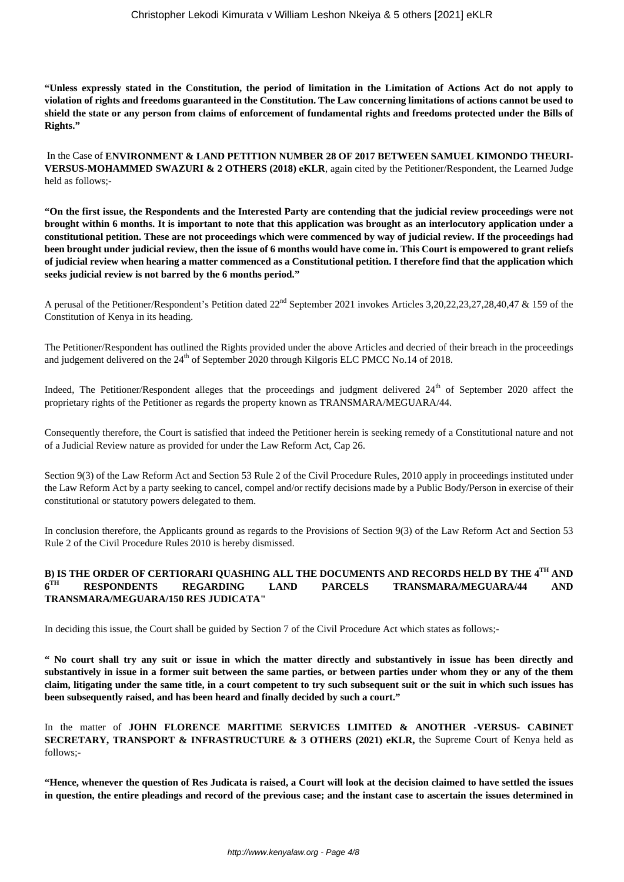**"Unless expressly stated in the Constitution, the period of limitation in the Limitation of Actions Act do not apply to violation of rights and freedoms guaranteed in the Constitution. The Law concerning limitations of actions cannot be used to shield the state or any person from claims of enforcement of fundamental rights and freedoms protected under the Bills of Rights."**

In the Case of **ENVIRONMENT & LAND PETITION NUMBER 28 OF 2017 BETWEEN SAMUEL KIMONDO THEURI-VERSUS-MOHAMMED SWAZURI & 2 OTHERS (2018) eKLR**, again cited by the Petitioner/Respondent, the Learned Judge held as follows;-

**"On the first issue, the Respondents and the Interested Party are contending that the judicial review proceedings were not brought within 6 months. It is important to note that this application was brought as an interlocutory application under a constitutional petition. These are not proceedings which were commenced by way of judicial review. If the proceedings had been brought under judicial review, then the issue of 6 months would have come in. This Court is empowered to grant reliefs of judicial review when hearing a matter commenced as a Constitutional petition. I therefore find that the application which seeks judicial review is not barred by the 6 months period."**

A perusal of the Petitioner/Respondent's Petition dated 22nd September 2021 invokes Articles 3,20,22,23,27,28,40,47 & 159 of the Constitution of Kenya in its heading.

The Petitioner/Respondent has outlined the Rights provided under the above Articles and decried of their breach in the proceedings and judgement delivered on the 24th of September 2020 through Kilgoris ELC PMCC No.14 of 2018.

Indeed, The Petitioner/Respondent alleges that the proceedings and judgment delivered 24th of September 2020 affect the proprietary rights of the Petitioner as regards the property known as TRANSMARA/MEGUARA/44.

Consequently therefore, the Court is satisfied that indeed the Petitioner herein is seeking remedy of a Constitutional nature and not of a Judicial Review nature as provided for under the Law Reform Act, Cap 26.

Section 9(3) of the Law Reform Act and Section 53 Rule 2 of the Civil Procedure Rules, 2010 apply in proceedings instituted under the Law Reform Act by a party seeking to cancel, compel and/or rectify decisions made by a Public Body/Person in exercise of their constitutional or statutory powers delegated to them.

In conclusion therefore, the Applicants ground as regards to the Provisions of Section 9(3) of the Law Reform Act and Section 53 Rule 2 of the Civil Procedure Rules 2010 is hereby dismissed.

**B) IS THE ORDER OF CERTIORARI QUASHING ALL THE DOCUMENTS AND RECORDS HELD BY THE 4TH AND 6TH RESPONDENTS REGARDING LAND PARCELS TRANSMARA/MEGUARA/44 AND TRANSMARA/MEGUARA/150 RES JUDICATA"**

In deciding this issue, the Court shall be guided by Section 7 of the Civil Procedure Act which states as follows;-

**" No court shall try any suit or issue in which the matter directly and substantively in issue has been directly and substantively in issue in a former suit between the same parties, or between parties under whom they or any of the them claim, litigating under the same title, in a court competent to try such subsequent suit or the suit in which such issues has been subsequently raised, and has been heard and finally decided by such a court."**

In the matter of **JOHN FLORENCE MARITIME SERVICES LIMITED & ANOTHER -VERSUS- CABINET SECRETARY, TRANSPORT & INFRASTRUCTURE & 3 OTHERS (2021) eKLR,** the Supreme Court of Kenya held as follows;-

**"Hence, whenever the question of Res Judicata is raised, a Court will look at the decision claimed to have settled the issues in question, the entire pleadings and record of the previous case; and the instant case to ascertain the issues determined in**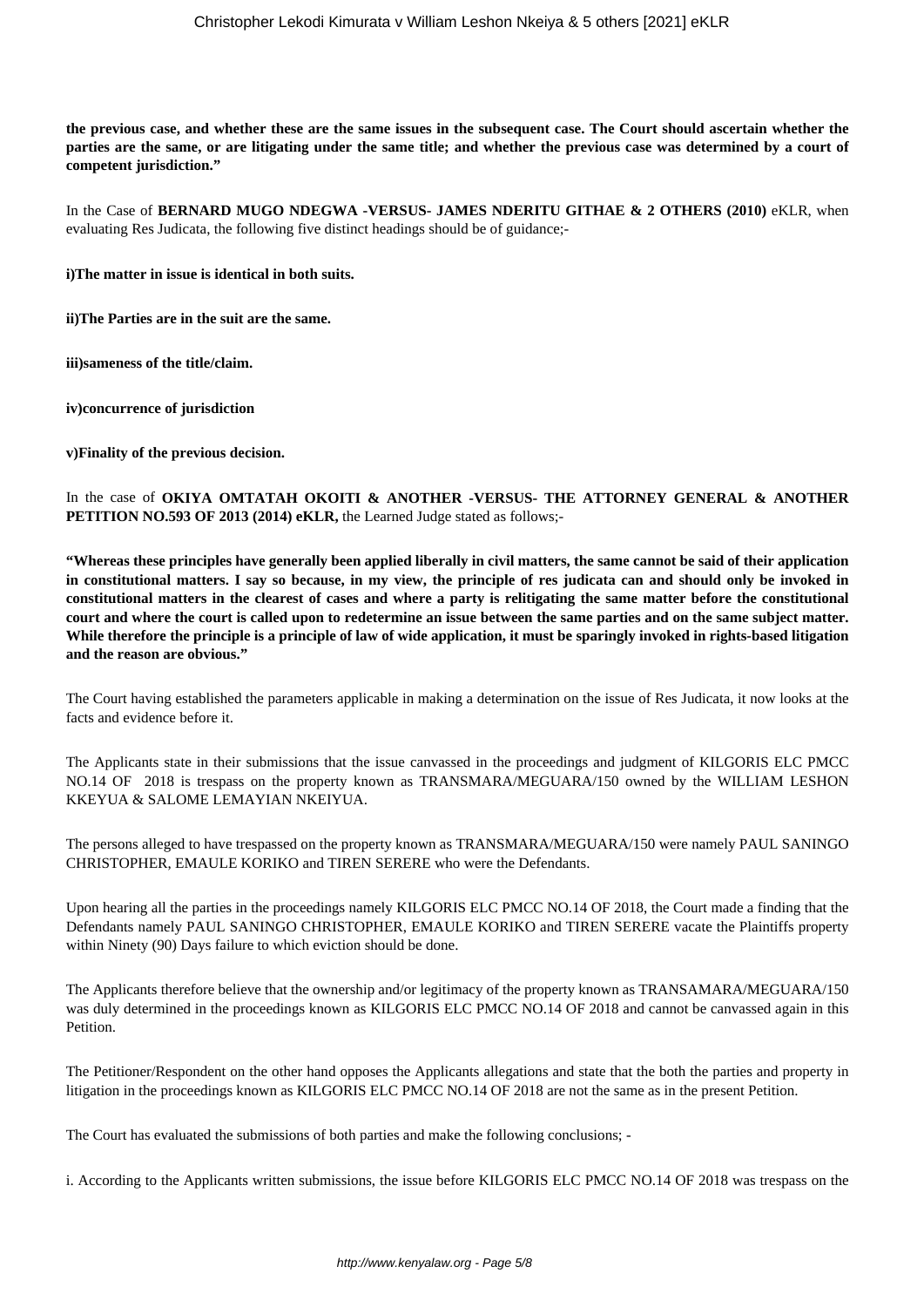**the previous case, and whether these are the same issues in the subsequent case. The Court should ascertain whether the parties are the same, or are litigating under the same title; and whether the previous case was determined by a court of competent jurisdiction."**

In the Case of **BERNARD MUGO NDEGWA -VERSUS- JAMES NDERITU GITHAE & 2 OTHERS (2010)** eKLR, when evaluating Res Judicata, the following five distinct headings should be of guidance;-

**i)The matter in issue is identical in both suits.**

**ii)The Parties are in the suit are the same.**

**iii)sameness of the title/claim.**

**iv)concurrence of jurisdiction**

**v)Finality of the previous decision.**

In the case of **OKIYA OMTATAH OKOITI & ANOTHER -VERSUS- THE ATTORNEY GENERAL & ANOTHER PETITION NO.593 OF 2013 (2014) eKLR,** the Learned Judge stated as follows;-

**"Whereas these principles have generally been applied liberally in civil matters, the same cannot be said of their application in constitutional matters. I say so because, in my view, the principle of res judicata can and should only be invoked in constitutional matters in the clearest of cases and where a party is relitigating the same matter before the constitutional court and where the court is called upon to redetermine an issue between the same parties and on the same subject matter. While therefore the principle is a principle of law of wide application, it must be sparingly invoked in rights-based litigation and the reason are obvious."**

The Court having established the parameters applicable in making a determination on the issue of Res Judicata, it now looks at the facts and evidence before it.

The Applicants state in their submissions that the issue canvassed in the proceedings and judgment of KILGORIS ELC PMCC NO.14 OF 2018 is trespass on the property known as TRANSMARA/MEGUARA/150 owned by the WILLIAM LESHON KKEYUA & SALOME LEMAYIAN NKEIYUA.

The persons alleged to have trespassed on the property known as TRANSMARA/MEGUARA/150 were namely PAUL SANINGO CHRISTOPHER, EMAULE KORIKO and TIREN SERERE who were the Defendants.

Upon hearing all the parties in the proceedings namely KILGORIS ELC PMCC NO.14 OF 2018, the Court made a finding that the Defendants namely PAUL SANINGO CHRISTOPHER, EMAULE KORIKO and TIREN SERERE vacate the Plaintiffs property within Ninety (90) Days failure to which eviction should be done.

The Applicants therefore believe that the ownership and/or legitimacy of the property known as TRANSAMARA/MEGUARA/150 was duly determined in the proceedings known as KILGORIS ELC PMCC NO.14 OF 2018 and cannot be canvassed again in this Petition.

The Petitioner/Respondent on the other hand opposes the Applicants allegations and state that the both the parties and property in litigation in the proceedings known as KILGORIS ELC PMCC NO.14 OF 2018 are not the same as in the present Petition.

The Court has evaluated the submissions of both parties and make the following conclusions; -

i. According to the Applicants written submissions, the issue before KILGORIS ELC PMCC NO.14 OF 2018 was trespass on the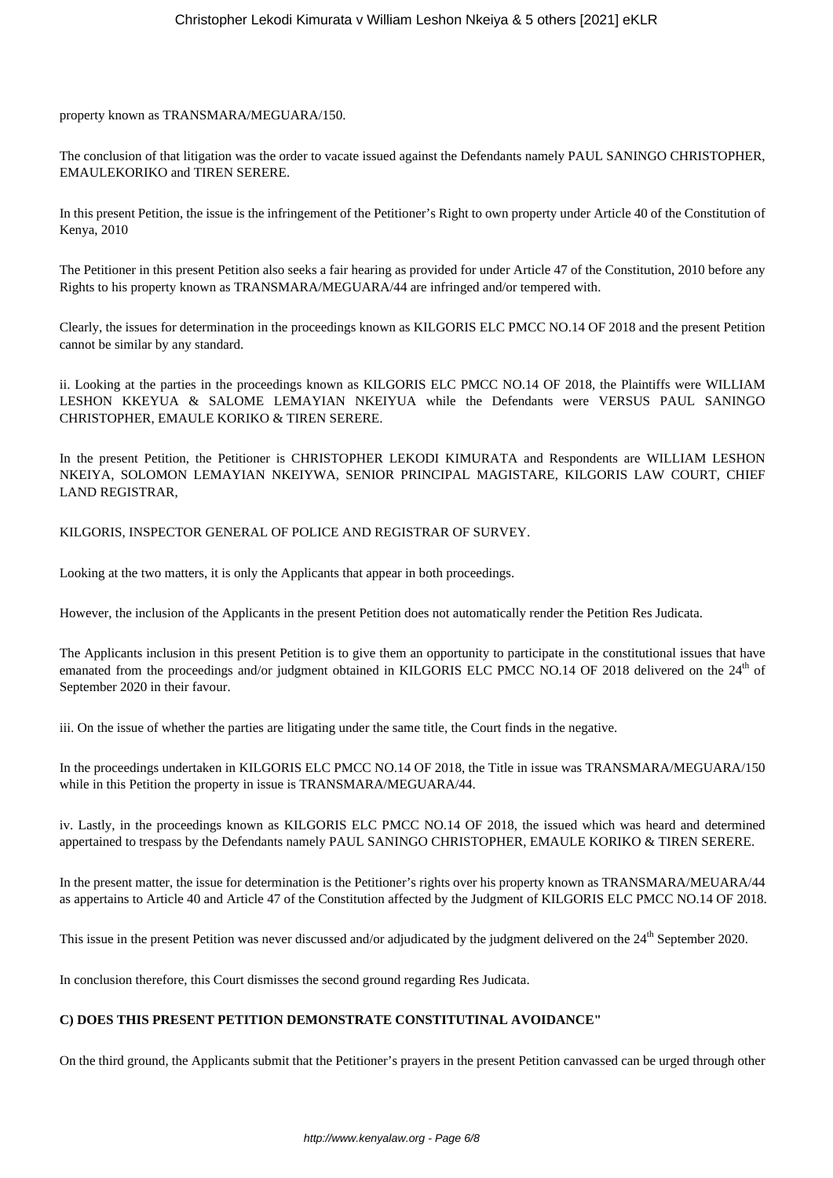property known as TRANSMARA/MEGUARA/150.

The conclusion of that litigation was the order to vacate issued against the Defendants namely PAUL SANINGO CHRISTOPHER, EMAULEKORIKO and TIREN SERERE.

In this present Petition, the issue is the infringement of the Petitioner's Right to own property under Article 40 of the Constitution of Kenya, 2010

The Petitioner in this present Petition also seeks a fair hearing as provided for under Article 47 of the Constitution, 2010 before any Rights to his property known as TRANSMARA/MEGUARA/44 are infringed and/or tempered with.

Clearly, the issues for determination in the proceedings known as KILGORIS ELC PMCC NO.14 OF 2018 and the present Petition cannot be similar by any standard.

ii. Looking at the parties in the proceedings known as KILGORIS ELC PMCC NO.14 OF 2018, the Plaintiffs were WILLIAM LESHON KKEYUA & SALOME LEMAYIAN NKEIYUA while the Defendants were VERSUS PAUL SANINGO CHRISTOPHER, EMAULE KORIKO & TIREN SERERE.

In the present Petition, the Petitioner is CHRISTOPHER LEKODI KIMURATA and Respondents are WILLIAM LESHON NKEIYA, SOLOMON LEMAYIAN NKEIYWA, SENIOR PRINCIPAL MAGISTARE, KILGORIS LAW COURT, CHIEF LAND REGISTRAR,

KILGORIS, INSPECTOR GENERAL OF POLICE AND REGISTRAR OF SURVEY.

Looking at the two matters, it is only the Applicants that appear in both proceedings.

However, the inclusion of the Applicants in the present Petition does not automatically render the Petition Res Judicata.

The Applicants inclusion in this present Petition is to give them an opportunity to participate in the constitutional issues that have emanated from the proceedings and/or judgment obtained in KILGORIS ELC PMCC NO.14 OF 2018 delivered on the 24th of September 2020 in their favour.

iii. On the issue of whether the parties are litigating under the same title, the Court finds in the negative.

In the proceedings undertaken in KILGORIS ELC PMCC NO.14 OF 2018, the Title in issue was TRANSMARA/MEGUARA/150 while in this Petition the property in issue is TRANSMARA/MEGUARA/44.

iv. Lastly, in the proceedings known as KILGORIS ELC PMCC NO.14 OF 2018, the issued which was heard and determined appertained to trespass by the Defendants namely PAUL SANINGO CHRISTOPHER, EMAULE KORIKO & TIREN SERERE.

In the present matter, the issue for determination is the Petitioner's rights over his property known as TRANSMARA/MEUARA/44 as appertains to Article 40 and Article 47 of the Constitution affected by the Judgment of KILGORIS ELC PMCC NO.14 OF 2018.

This issue in the present Petition was never discussed and/or adjudicated by the judgment delivered on the 24th September 2020.

In conclusion therefore, this Court dismisses the second ground regarding Res Judicata.

**C) DOES THIS PRESENT PETITION DEMONSTRATE CONSTITUTINAL AVOIDANCE"**

On the third ground, the Applicants submit that the Petitioner's prayers in the present Petition canvassed can be urged through other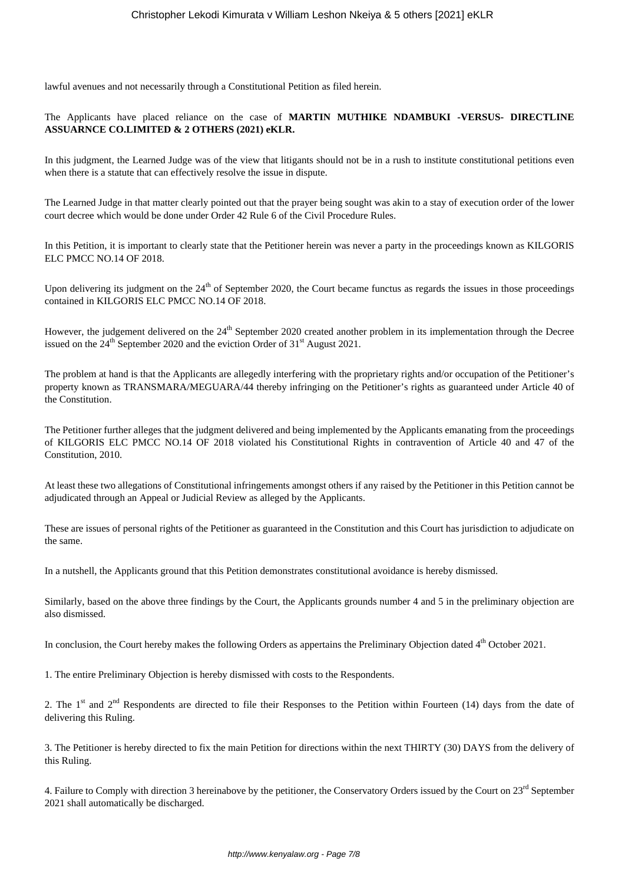lawful avenues and not necessarily through a Constitutional Petition as filed herein.

The Applicants have placed reliance on the case of **MARTIN MUTHIKE NDAMBUKI -VERSUS- DIRECTLINE ASSUARNCE CO.LIMITED & 2 OTHERS (2021) eKLR.**

In this judgment, the Learned Judge was of the view that litigants should not be in a rush to institute constitutional petitions even when there is a statute that can effectively resolve the issue in dispute.

The Learned Judge in that matter clearly pointed out that the prayer being sought was akin to a stay of execution order of the lower court decree which would be done under Order 42 Rule 6 of the Civil Procedure Rules.

In this Petition, it is important to clearly state that the Petitioner herein was never a party in the proceedings known as KILGORIS ELC PMCC NO.14 OF 2018.

Upon delivering its judgment on the 24th of September 2020, the Court became functus as regards the issues in those proceedings contained in KILGORIS ELC PMCC NO.14 OF 2018.

However, the judgement delivered on the 24th September 2020 created another problem in its implementation through the Decree issued on the 24th September 2020 and the eviction Order of 31st August 2021.

The problem at hand is that the Applicants are allegedly interfering with the proprietary rights and/or occupation of the Petitioner's property known as TRANSMARA/MEGUARA/44 thereby infringing on the Petitioner's rights as guaranteed under Article 40 of the Constitution.

The Petitioner further alleges that the judgment delivered and being implemented by the Applicants emanating from the proceedings of KILGORIS ELC PMCC NO.14 OF 2018 violated his Constitutional Rights in contravention of Article 40 and 47 of the Constitution, 2010.

At least these two allegations of Constitutional infringements amongst others if any raised by the Petitioner in this Petition cannot be adjudicated through an Appeal or Judicial Review as alleged by the Applicants.

These are issues of personal rights of the Petitioner as guaranteed in the Constitution and this Court has jurisdiction to adjudicate on the same.

In a nutshell, the Applicants ground that this Petition demonstrates constitutional avoidance is hereby dismissed.

Similarly, based on the above three findings by the Court, the Applicants grounds number 4 and 5 in the preliminary objection are also dismissed.

In conclusion, the Court hereby makes the following Orders as appertains the Preliminary Objection dated 4th October 2021.

1. The entire Preliminary Objection is hereby dismissed with costs to the Respondents.

2. The 1st and 2nd Respondents are directed to file their Responses to the Petition within Fourteen (14) days from the date of delivering this Ruling.

3. The Petitioner is hereby directed to fix the main Petition for directions within the next THIRTY (30) DAYS from the delivery of this Ruling.

4. Failure to Comply with direction 3 hereinabove by the petitioner, the Conservatory Orders issued by the Court on 23rd September 2021 shall automatically be discharged.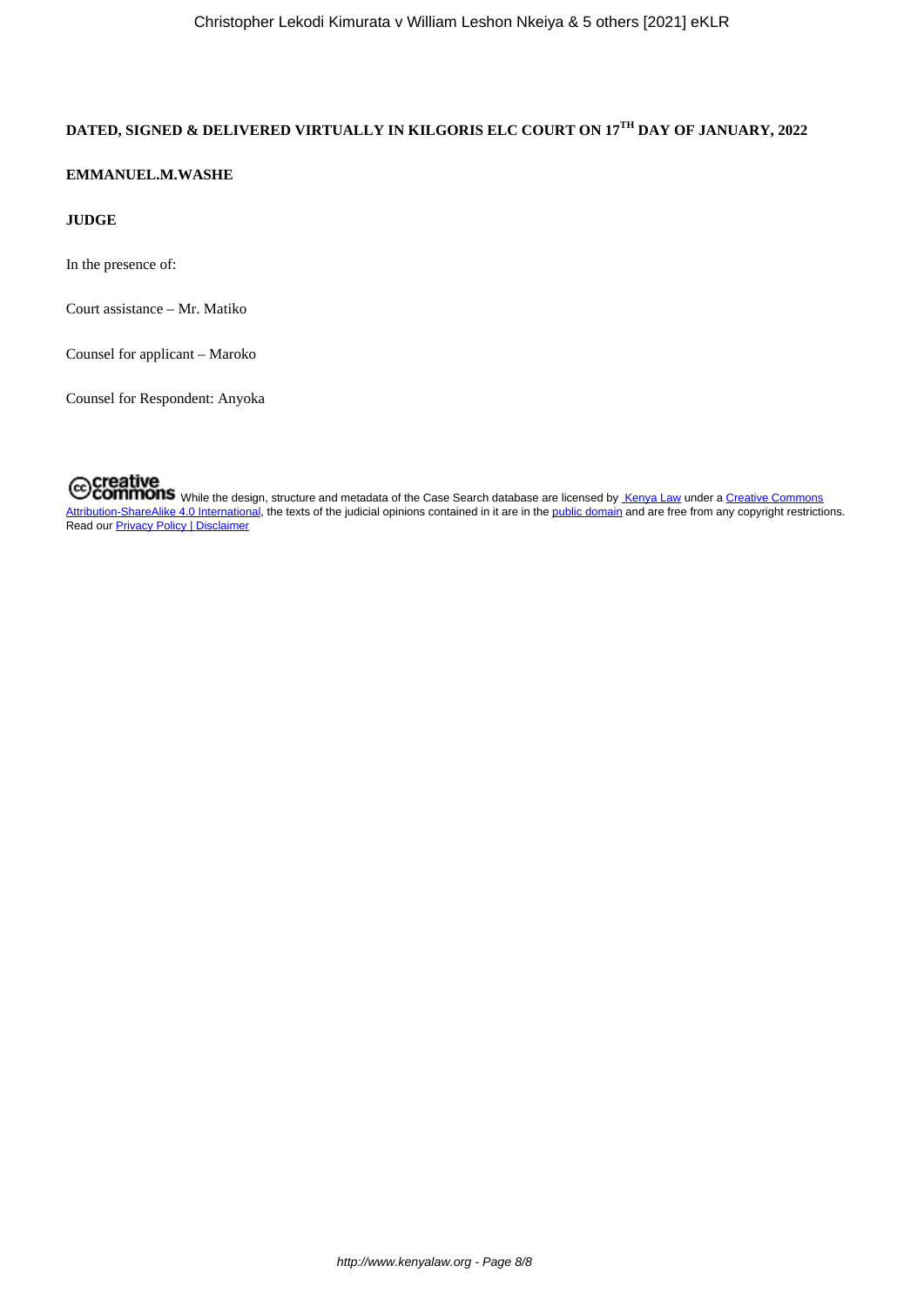**DATED, SIGNED & DELIVERED VIRTUALLY IN KILGORIS ELC COURT ON 17TH DAY OF JANUARY, 2022**

**EMMANUEL.M.WASHE**

**JUDGE**

In the presence of:

Court assistance – Mr. Matiko

Counsel for applicant – Maroko

Counsel for Respondent: Anyoka

While the design, structure and metadata of the Case Search database are licensed by Kenya Law under a Creative Commons Attribution-ShareAlike 4.0 International, the texts of the judicial opinions contained in it are in the public domain and are free from any copyright restrictions. Read our Privacy Policy | Disclaimer